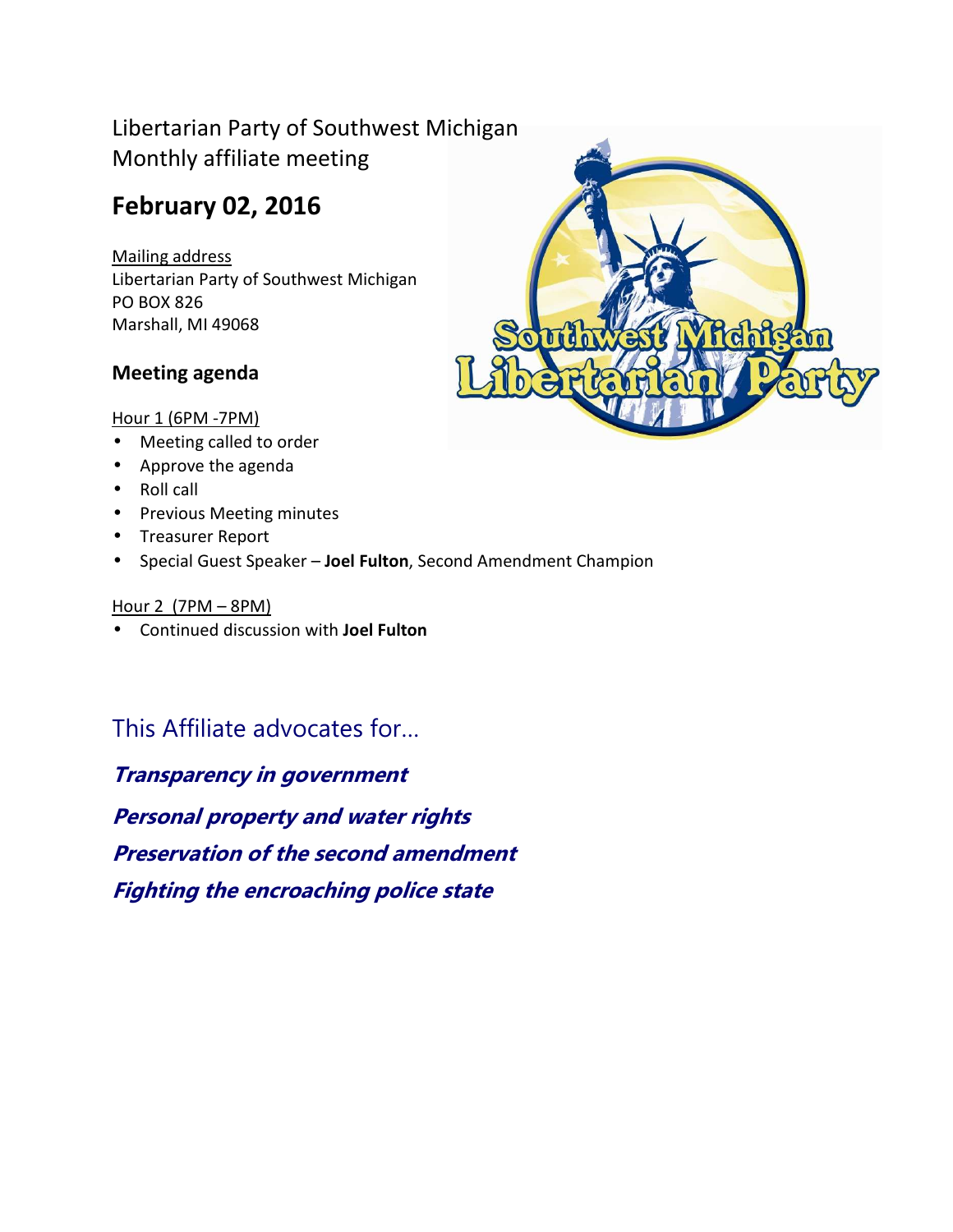Libertarian Party of Southwest Michigan
Monthly affiliate meeting

## February 02, 2016

Mailing address
Libertarian Party of Southwest Michigan
PO BOX 826
Marshall, MI 49068

### Meeting agenda

Hour 1 (6PM -7PM)

- Meeting called to order
- Approve the agenda
- Roll call
- Previous Meeting minutes
- Treasurer Report
- Special Guest Speaker – **Joel Fulton**, Second Amendment Champion

Hour 2 (7PM – 8PM)

- Continued discussion with **Joel Fulton**

## This Affiliate advocates for…

***Transparency in government***

***Personal property and water rights***

***Preservation of the second amendment***

***Fighting the encroaching police state***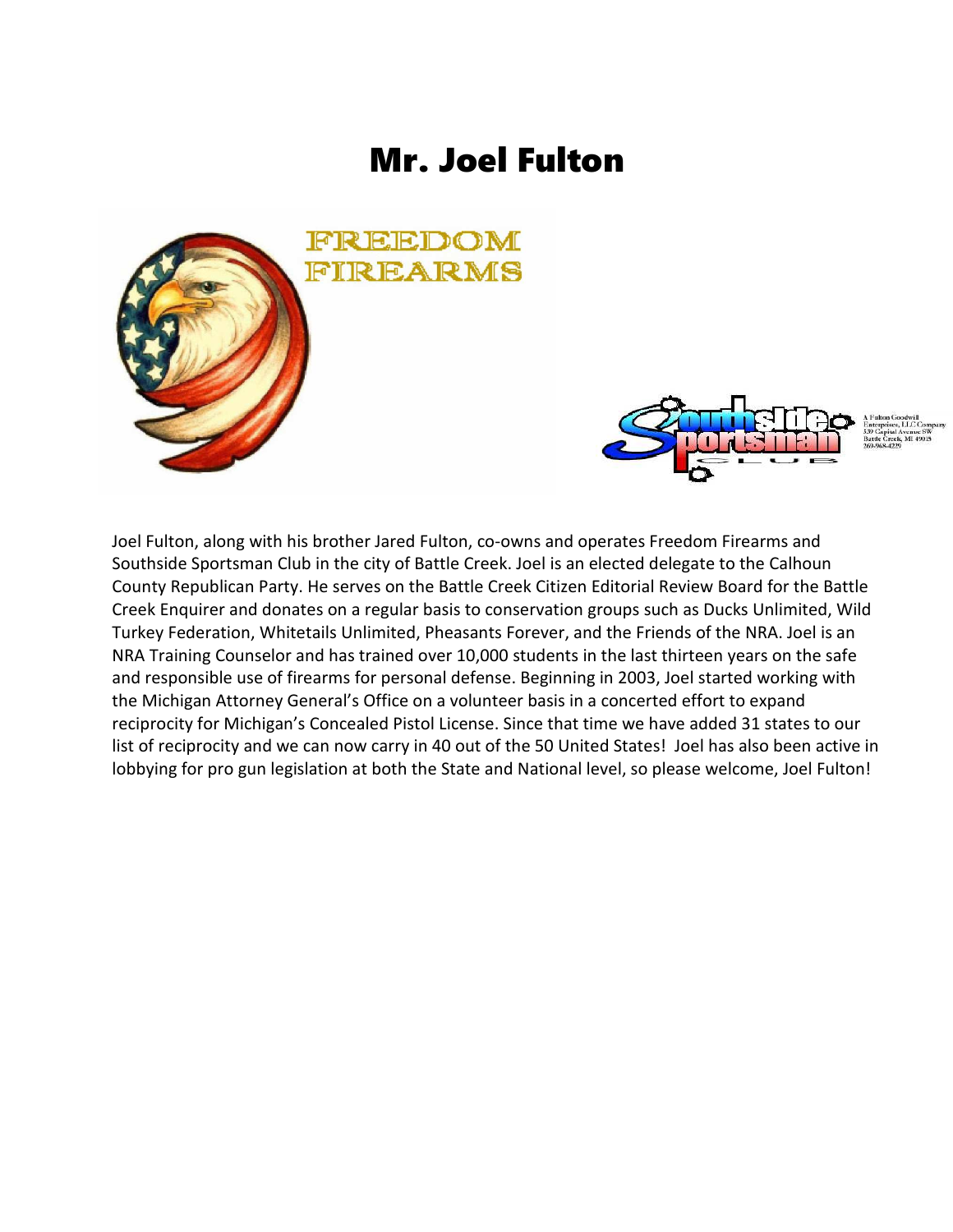# Mr. Joel Fulton

Joel Fulton, along with his brother Jared Fulton, co-owns and operates Freedom Firearms and Southside Sportsman Club in the city of Battle Creek. Joel is an elected delegate to the Calhoun County Republican Party. He serves on the Battle Creek Citizen Editorial Review Board for the Battle Creek Enquirer and donates on a regular basis to conservation groups such as Ducks Unlimited, Wild Turkey Federation, Whitetails Unlimited, Pheasants Forever, and the Friends of the NRA. Joel is an NRA Training Counselor and has trained over 10,000 students in the last thirteen years on the safe and responsible use of firearms for personal defense. Beginning in 2003, Joel started working with the Michigan Attorney General's Office on a volunteer basis in a concerted effort to expand reciprocity for Michigan's Concealed Pistol License. Since that time we have added 31 states to our list of reciprocity and we can now carry in 40 out of the 50 United States! Joel has also been active in lobbying for pro gun legislation at both the State and National level, so please welcome, Joel Fulton!